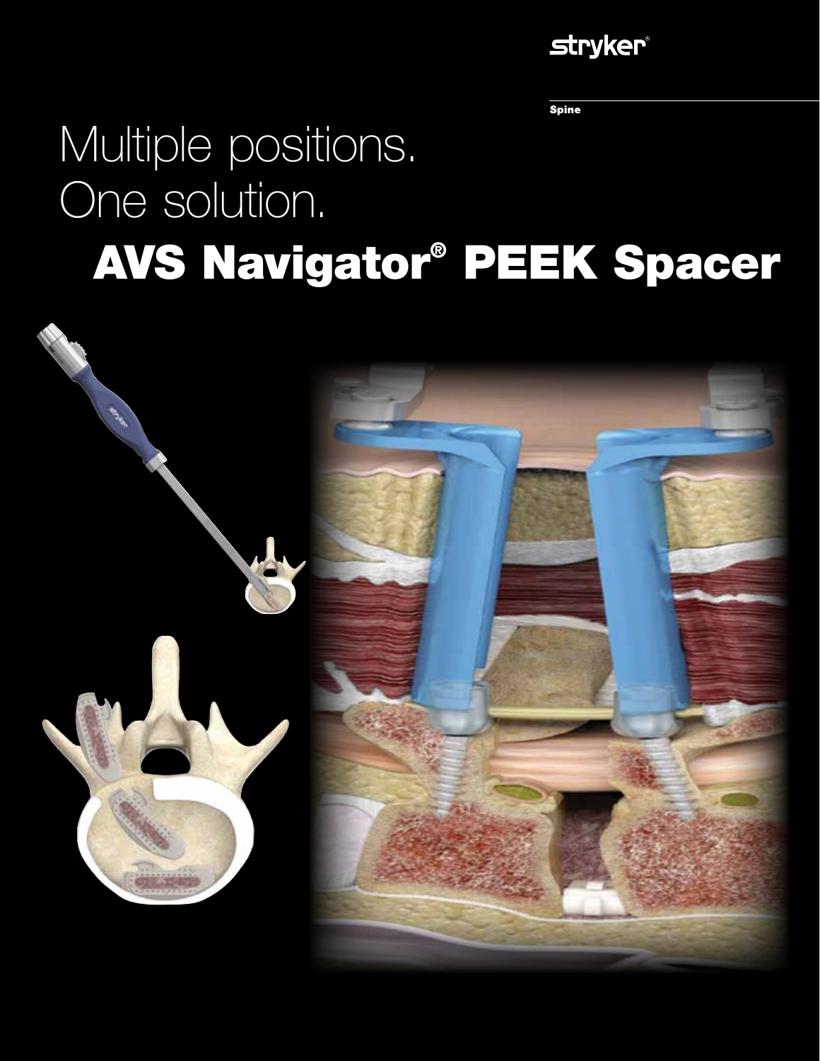stryker®

Spine

# Multiple positions.
# One solution.

# **AVS Navigator® PEEK Spacer**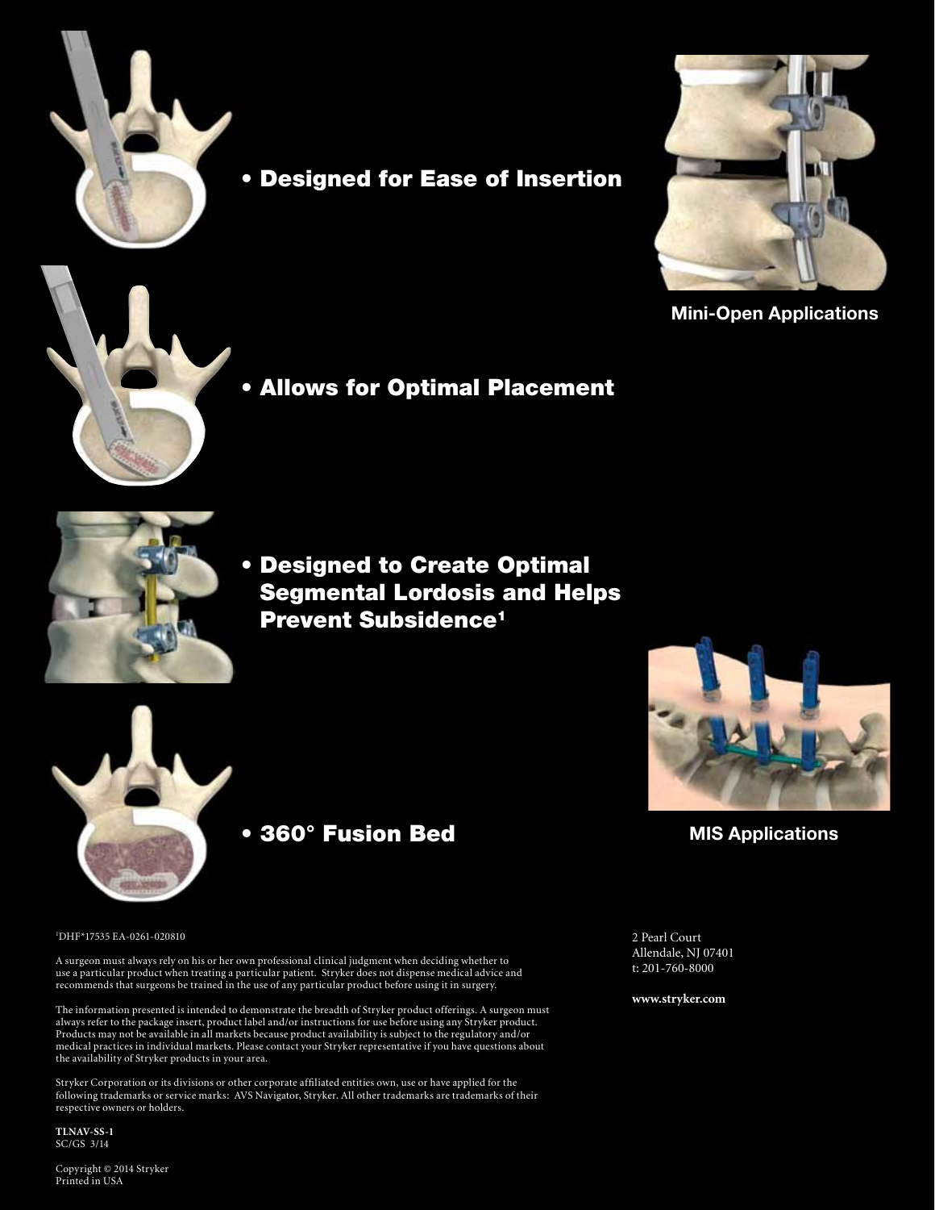- **Designed for Ease of Insertion**
- **Allows for Optimal Placement**
- **Designed to Create Optimal Segmental Lordosis and Helps Prevent Subsidence[1]**
- **360° Fusion Bed**

**Mini-Open Applications**

**MIS Applications**

[1]DHF*17535 EA-0261-020810

A surgeon must always rely on his or her own professional clinical judgment when deciding whether to use a particular product when treating a particular patient. Stryker does not dispense medical advice and recommends that surgeons be trained in the use of any particular product before using it in surgery.

The information presented is intended to demonstrate the breadth of Stryker product offerings. A surgeon must always refer to the package insert, product label and/or instructions for use before using any Stryker product. Products may not be available in all markets because product availability is subject to the regulatory and/or medical practices in individual markets. Please contact your Stryker representative if you have questions about the availability of Stryker products in your area.

Stryker Corporation or its divisions or other corporate affiliated entities own, use or have applied for the following trademarks or service marks: AVS Navigator, Stryker. All other trademarks are trademarks of their respective owners or holders.

**TLNAV-SS-1**
SC/GS 3/14

Copyright © 2014 Stryker
Printed in USA

2 Pearl Court
Allendale, NJ 07401
t: 201-760-8000

**www.stryker.com**